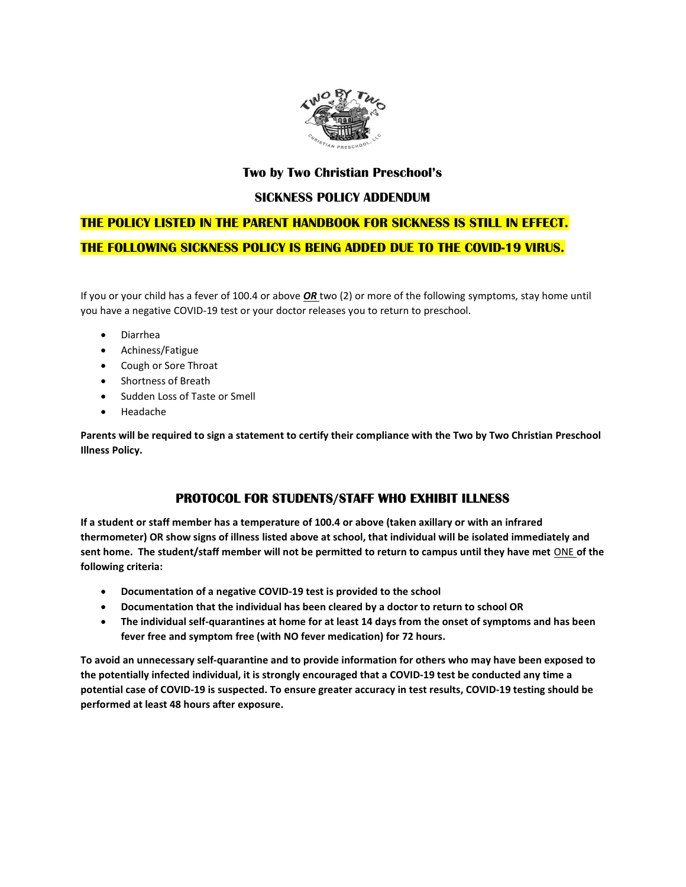# Two by Two Christian Preschool's

## SICKNESS POLICY ADDENDUM

**THE POLICY LISTED IN THE PARENT HANDBOOK FOR SICKNESS IS STILL IN EFFECT.**

**THE FOLLOWING SICKNESS POLICY IS BEING ADDED DUE TO THE COVID-19 VIRUS.**

If you or your child has a fever of 100.4 or above ***OR*** two (2) or more of the following symptoms, stay home until you have a negative COVID-19 test or your doctor releases you to return to preschool.

- Diarrhea
- Achiness/Fatigue
- Cough or Sore Throat
- Shortness of Breath
- Sudden Loss of Taste or Smell
- Headache

**Parents will be required to sign a statement to certify their compliance with the Two by Two Christian Preschool Illness Policy.**

## PROTOCOL FOR STUDENTS/STAFF WHO EXHIBIT ILLNESS

**If a student or staff member has a temperature of 100.4 or above (taken axillary or with an infrared thermometer) OR show signs of illness listed above at school, that individual will be isolated immediately and sent home. The student/staff member will not be permitted to return to campus until they have met <u>ONE</u> of the following criteria:**

- **Documentation of a negative COVID-19 test is provided to the school**
- **Documentation that the individual has been cleared by a doctor to return to school OR**
- **The individual self-quarantines at home for at least 14 days from the onset of symptoms and has been fever free and symptom free (with NO fever medication) for 72 hours.**

**To avoid an unnecessary self-quarantine and to provide information for others who may have been exposed to the potentially infected individual, it is strongly encouraged that a COVID-19 test be conducted any time a potential case of COVID-19 is suspected. To ensure greater accuracy in test results, COVID-19 testing should be performed at least 48 hours after exposure.**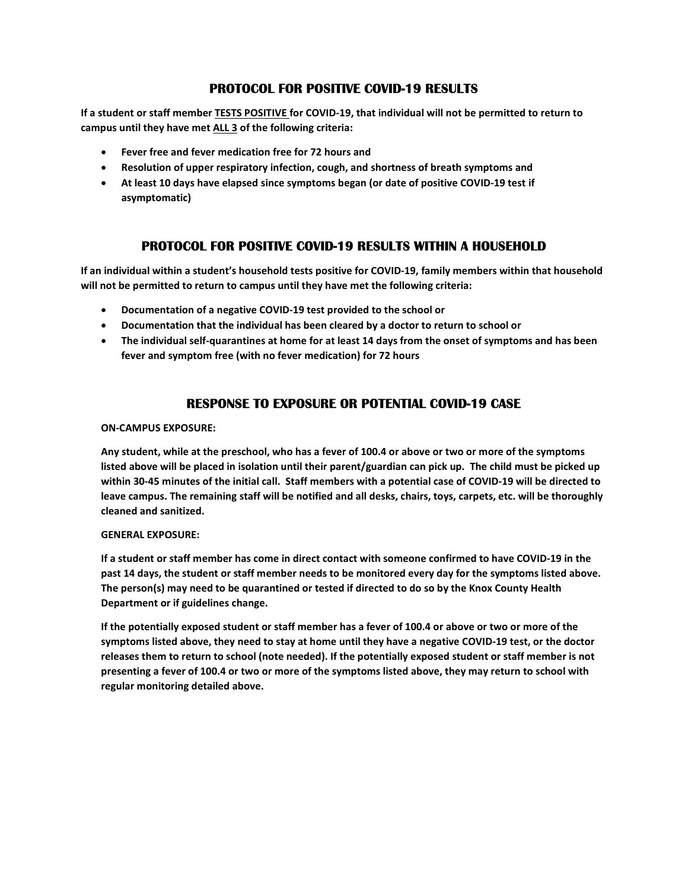## PROTOCOL FOR POSITIVE COVID-19 RESULTS

**If a student or staff member TESTS POSITIVE for COVID-19, that individual will not be permitted to return to campus until they have met ALL 3 of the following criteria:**

- **Fever free and fever medication free for 72 hours and**
- **Resolution of upper respiratory infection, cough, and shortness of breath symptoms and**
- **At least 10 days have elapsed since symptoms began (or date of positive COVID-19 test if asymptomatic)**

## PROTOCOL FOR POSITIVE COVID-19 RESULTS WITHIN A HOUSEHOLD

**If an individual within a student's household tests positive for COVID-19, family members within that household will not be permitted to return to campus until they have met the following criteria:**

- **Documentation of a negative COVID-19 test provided to the school or**
- **Documentation that the individual has been cleared by a doctor to return to school or**
- **The individual self-quarantines at home for at least 14 days from the onset of symptoms and has been fever and symptom free (with no fever medication) for 72 hours**

## RESPONSE TO EXPOSURE OR POTENTIAL COVID-19 CASE

**ON-CAMPUS EXPOSURE:**

**Any student, while at the preschool, who has a fever of 100.4 or above or two or more of the symptoms listed above will be placed in isolation until their parent/guardian can pick up. The child must be picked up within 30-45 minutes of the initial call. Staff members with a potential case of COVID-19 will be directed to leave campus. The remaining staff will be notified and all desks, chairs, toys, carpets, etc. will be thoroughly cleaned and sanitized.**

**GENERAL EXPOSURE:**

**If a student or staff member has come in direct contact with someone confirmed to have COVID-19 in the past 14 days, the student or staff member needs to be monitored every day for the symptoms listed above. The person(s) may need to be quarantined or tested if directed to do so by the Knox County Health Department or if guidelines change.**

**If the potentially exposed student or staff member has a fever of 100.4 or above or two or more of the symptoms listed above, they need to stay at home until they have a negative COVID-19 test, or the doctor releases them to return to school (note needed). If the potentially exposed student or staff member is not presenting a fever of 100.4 or two or more of the symptoms listed above, they may return to school with regular monitoring detailed above.**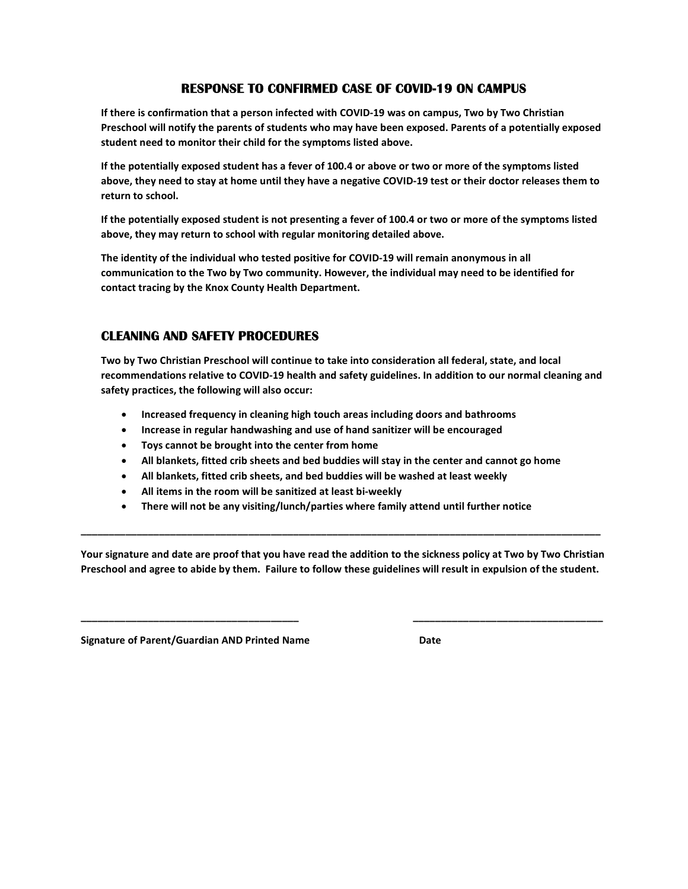## RESPONSE TO CONFIRMED CASE OF COVID-19 ON CAMPUS

**If there is confirmation that a person infected with COVID-19 was on campus, Two by Two Christian Preschool will notify the parents of students who may have been exposed. Parents of a potentially exposed student need to monitor their child for the symptoms listed above.**

**If the potentially exposed student has a fever of 100.4 or above or two or more of the symptoms listed above, they need to stay at home until they have a negative COVID-19 test or their doctor releases them to return to school.**

**If the potentially exposed student is not presenting a fever of 100.4 or two or more of the symptoms listed above, they may return to school with regular monitoring detailed above.**

**The identity of the individual who tested positive for COVID-19 will remain anonymous in all communication to the Two by Two community. However, the individual may need to be identified for contact tracing by the Knox County Health Department.**

## CLEANING AND SAFETY PROCEDURES

**Two by Two Christian Preschool will continue to take into consideration all federal, state, and local recommendations relative to COVID-19 health and safety guidelines. In addition to our normal cleaning and safety practices, the following will also occur:**

- **Increased frequency in cleaning high touch areas including doors and bathrooms**
- **Increase in regular handwashing and use of hand sanitizer will be encouraged**
- **Toys cannot be brought into the center from home**
- **All blankets, fitted crib sheets and bed buddies will stay in the center and cannot go home**
- **All blankets, fitted crib sheets, and bed buddies will be washed at least weekly**
- **All items in the room will be sanitized at least bi-weekly**
- **There will not be any visiting/lunch/parties where family attend until further notice**

---

**Your signature and date are proof that you have read the addition to the sickness policy at Two by Two Christian Preschool and agree to abide by them. Failure to follow these guidelines will result in expulsion of the student.**

_______________________________________ _________________________________

**Signature of Parent/Guardian AND Printed Name** **Date**